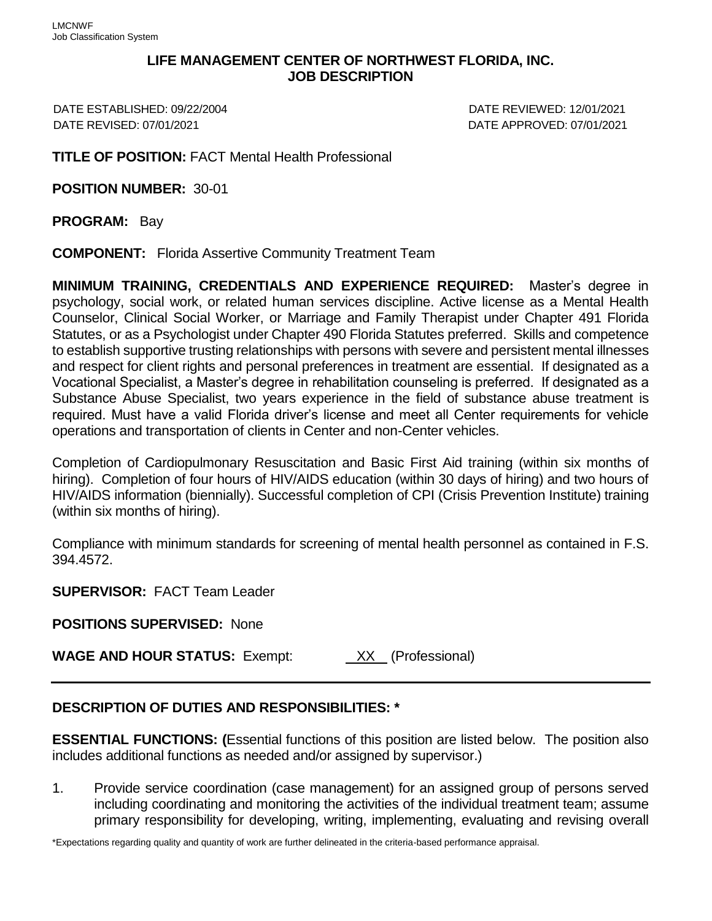# LIFE MANAGEMENT CENTER OF NORTHWEST FLORIDA, INC.
## JOB DESCRIPTION

DATE ESTABLISHED: 09/22/2004 DATE REVIEWED: 12/01/2021
DATE REVISED: 07/01/2021 DATE APPROVED: 07/01/2021

**TITLE OF POSITION:** FACT Mental Health Professional

**POSITION NUMBER:** 30-01

**PROGRAM:** Bay

**COMPONENT:** Florida Assertive Community Treatment Team

**MINIMUM TRAINING, CREDENTIALS AND EXPERIENCE REQUIRED:** Master's degree in psychology, social work, or related human services discipline. Active license as a Mental Health Counselor, Clinical Social Worker, or Marriage and Family Therapist under Chapter 491 Florida Statutes, or as a Psychologist under Chapter 490 Florida Statutes preferred. Skills and competence to establish supportive trusting relationships with persons with severe and persistent mental illnesses and respect for client rights and personal preferences in treatment are essential. If designated as a Vocational Specialist, a Master's degree in rehabilitation counseling is preferred. If designated as a Substance Abuse Specialist, two years experience in the field of substance abuse treatment is required. Must have a valid Florida driver's license and meet all Center requirements for vehicle operations and transportation of clients in Center and non-Center vehicles.

Completion of Cardiopulmonary Resuscitation and Basic First Aid training (within six months of hiring). Completion of four hours of HIV/AIDS education (within 30 days of hiring) and two hours of HIV/AIDS information (biennially). Successful completion of CPI (Crisis Prevention Institute) training (within six months of hiring).

Compliance with minimum standards for screening of mental health personnel as contained in F.S. 394.4572.

**SUPERVISOR:** FACT Team Leader

**POSITIONS SUPERVISED:** None

**WAGE AND HOUR STATUS:** Exempt: XX (Professional)

---

## DESCRIPTION OF DUTIES AND RESPONSIBILITIES: *

**ESSENTIAL FUNCTIONS: (**Essential functions of this position are listed below. The position also includes additional functions as needed and/or assigned by supervisor.)

1. Provide service coordination (case management) for an assigned group of persons served including coordinating and monitoring the activities of the individual treatment team; assume primary responsibility for developing, writing, implementing, evaluating and revising overall

*Expectations regarding quality and quantity of work are further delineated in the criteria-based performance appraisal.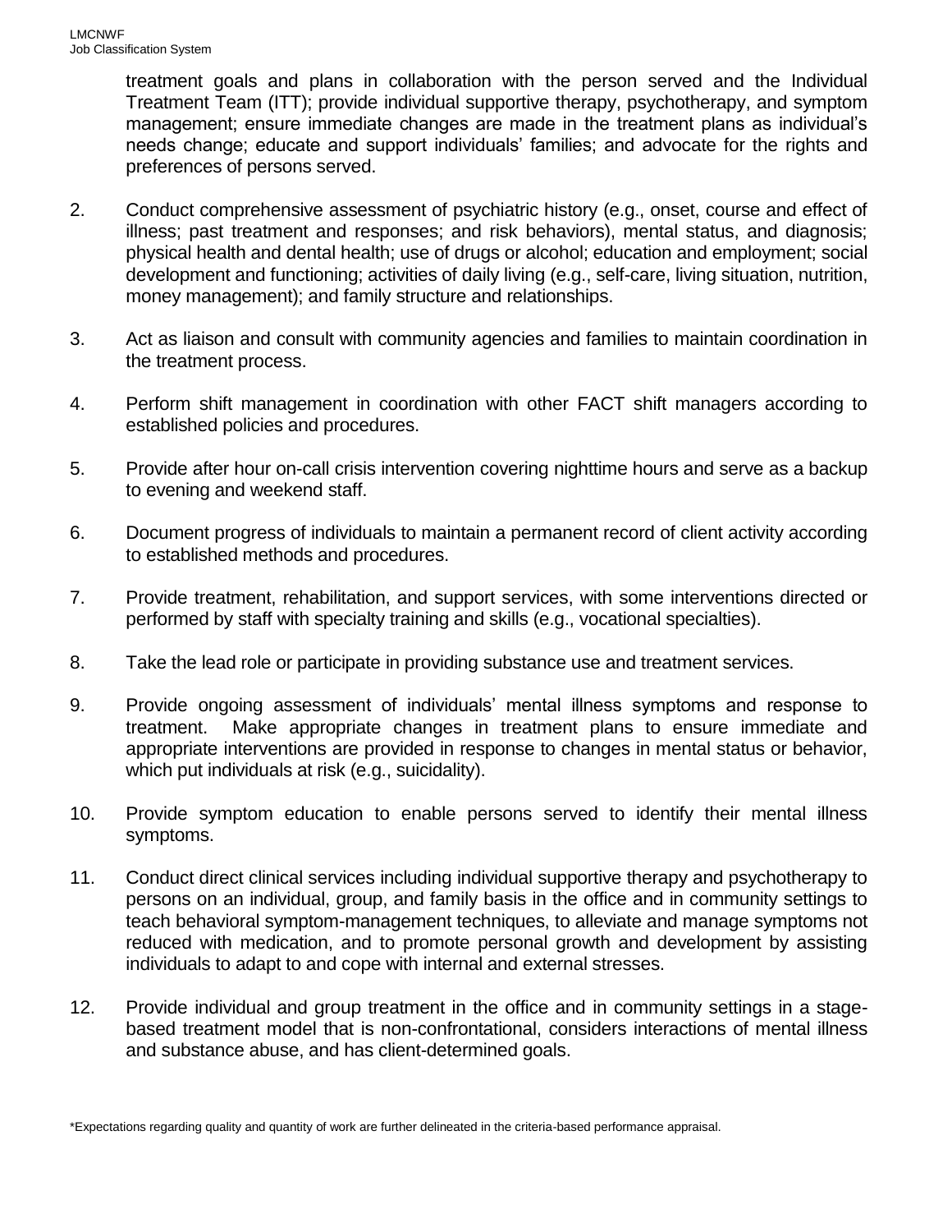treatment goals and plans in collaboration with the person served and the Individual Treatment Team (ITT); provide individual supportive therapy, psychotherapy, and symptom management; ensure immediate changes are made in the treatment plans as individual's needs change; educate and support individuals' families; and advocate for the rights and preferences of persons served.

2. Conduct comprehensive assessment of psychiatric history (e.g., onset, course and effect of illness; past treatment and responses; and risk behaviors), mental status, and diagnosis; physical health and dental health; use of drugs or alcohol; education and employment; social development and functioning; activities of daily living (e.g., self-care, living situation, nutrition, money management); and family structure and relationships.

3. Act as liaison and consult with community agencies and families to maintain coordination in the treatment process.

4. Perform shift management in coordination with other FACT shift managers according to established policies and procedures.

5. Provide after hour on-call crisis intervention covering nighttime hours and serve as a backup to evening and weekend staff.

6. Document progress of individuals to maintain a permanent record of client activity according to established methods and procedures.

7. Provide treatment, rehabilitation, and support services, with some interventions directed or performed by staff with specialty training and skills (e.g., vocational specialties).

8. Take the lead role or participate in providing substance use and treatment services.

9. Provide ongoing assessment of individuals' mental illness symptoms and response to treatment. Make appropriate changes in treatment plans to ensure immediate and appropriate interventions are provided in response to changes in mental status or behavior, which put individuals at risk (e.g., suicidality).

10. Provide symptom education to enable persons served to identify their mental illness symptoms.

11. Conduct direct clinical services including individual supportive therapy and psychotherapy to persons on an individual, group, and family basis in the office and in community settings to teach behavioral symptom-management techniques, to alleviate and manage symptoms not reduced with medication, and to promote personal growth and development by assisting individuals to adapt to and cope with internal and external stresses.

12. Provide individual and group treatment in the office and in community settings in a stage-based treatment model that is non-confrontational, considers interactions of mental illness and substance abuse, and has client-determined goals.

*Expectations regarding quality and quantity of work are further delineated in the criteria-based performance appraisal.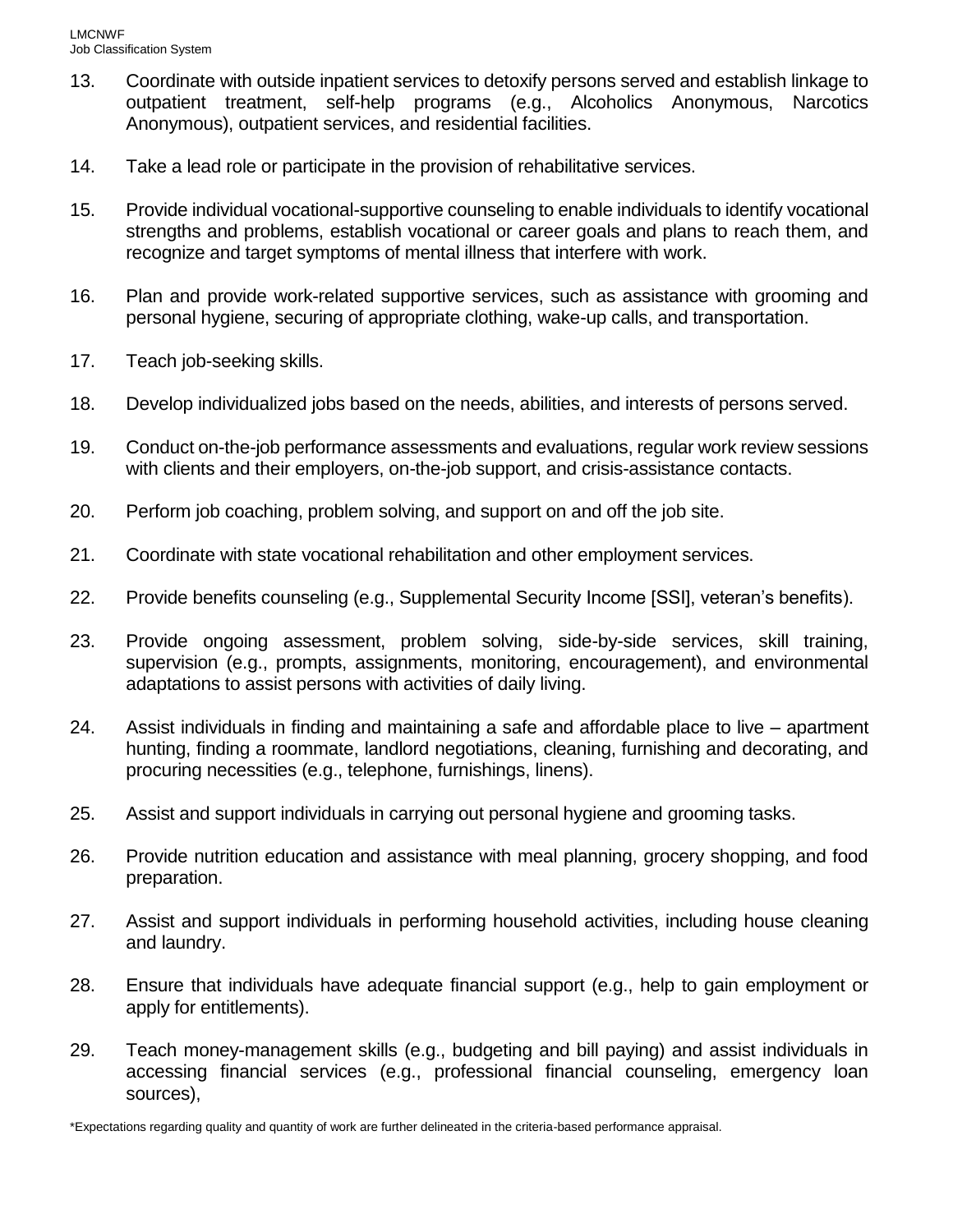13. Coordinate with outside inpatient services to detoxify persons served and establish linkage to outpatient treatment, self-help programs (e.g., Alcoholics Anonymous, Narcotics Anonymous), outpatient services, and residential facilities.

14. Take a lead role or participate in the provision of rehabilitative services.

15. Provide individual vocational-supportive counseling to enable individuals to identify vocational strengths and problems, establish vocational or career goals and plans to reach them, and recognize and target symptoms of mental illness that interfere with work.

16. Plan and provide work-related supportive services, such as assistance with grooming and personal hygiene, securing of appropriate clothing, wake-up calls, and transportation.

17. Teach job-seeking skills.

18. Develop individualized jobs based on the needs, abilities, and interests of persons served.

19. Conduct on-the-job performance assessments and evaluations, regular work review sessions with clients and their employers, on-the-job support, and crisis-assistance contacts.

20. Perform job coaching, problem solving, and support on and off the job site.

21. Coordinate with state vocational rehabilitation and other employment services.

22. Provide benefits counseling (e.g., Supplemental Security Income [SSI], veteran's benefits).

23. Provide ongoing assessment, problem solving, side-by-side services, skill training, supervision (e.g., prompts, assignments, monitoring, encouragement), and environmental adaptations to assist persons with activities of daily living.

24. Assist individuals in finding and maintaining a safe and affordable place to live – apartment hunting, finding a roommate, landlord negotiations, cleaning, furnishing and decorating, and procuring necessities (e.g., telephone, furnishings, linens).

25. Assist and support individuals in carrying out personal hygiene and grooming tasks.

26. Provide nutrition education and assistance with meal planning, grocery shopping, and food preparation.

27. Assist and support individuals in performing household activities, including house cleaning and laundry.

28. Ensure that individuals have adequate financial support (e.g., help to gain employment or apply for entitlements).

29. Teach money-management skills (e.g., budgeting and bill paying) and assist individuals in accessing financial services (e.g., professional financial counseling, emergency loan sources),

*Expectations regarding quality and quantity of work are further delineated in the criteria-based performance appraisal.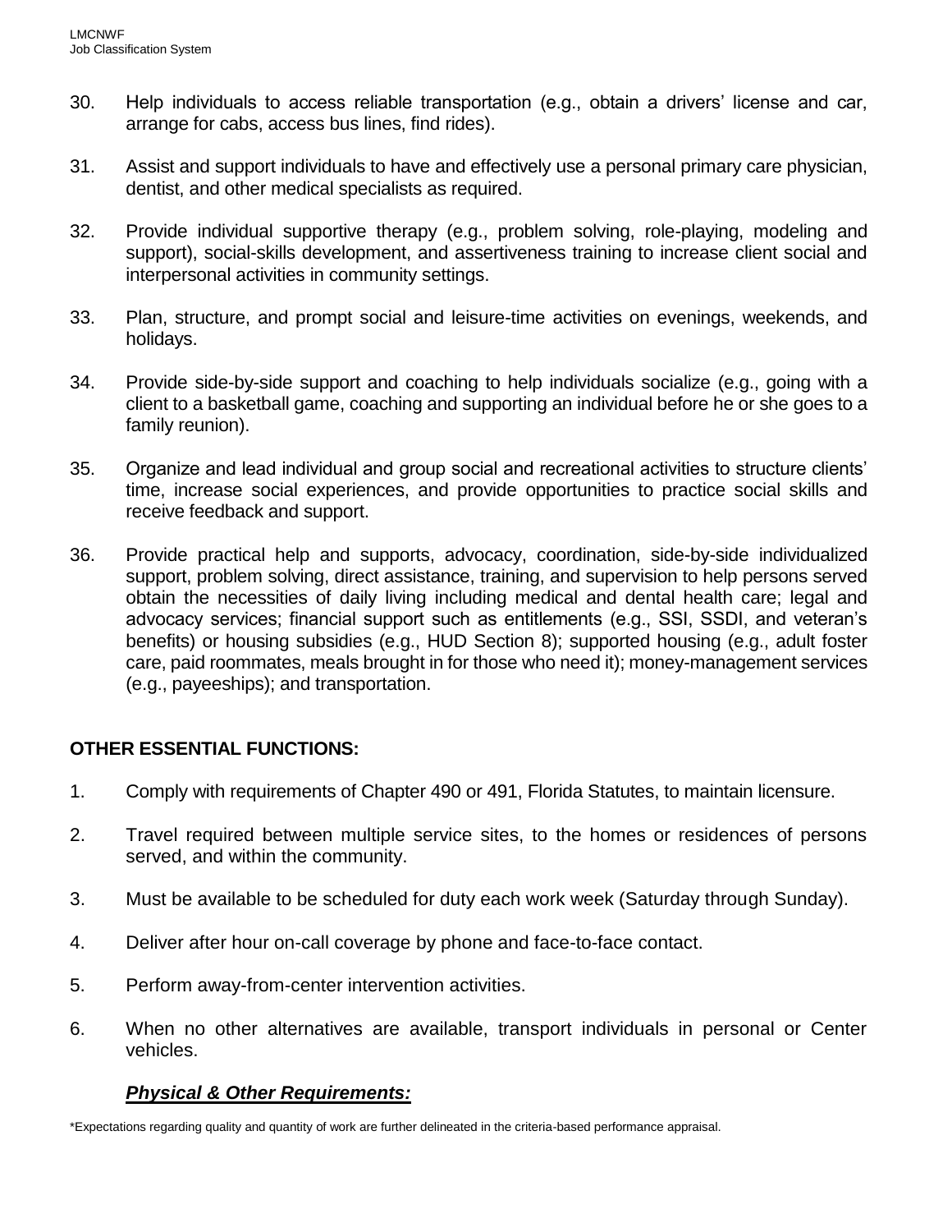30. Help individuals to access reliable transportation (e.g., obtain a drivers' license and car, arrange for cabs, access bus lines, find rides).

31. Assist and support individuals to have and effectively use a personal primary care physician, dentist, and other medical specialists as required.

32. Provide individual supportive therapy (e.g., problem solving, role-playing, modeling and support), social-skills development, and assertiveness training to increase client social and interpersonal activities in community settings.

33. Plan, structure, and prompt social and leisure-time activities on evenings, weekends, and holidays.

34. Provide side-by-side support and coaching to help individuals socialize (e.g., going with a client to a basketball game, coaching and supporting an individual before he or she goes to a family reunion).

35. Organize and lead individual and group social and recreational activities to structure clients' time, increase social experiences, and provide opportunities to practice social skills and receive feedback and support.

36. Provide practical help and supports, advocacy, coordination, side-by-side individualized support, problem solving, direct assistance, training, and supervision to help persons served obtain the necessities of daily living including medical and dental health care; legal and advocacy services; financial support such as entitlements (e.g., SSI, SSDI, and veteran's benefits) or housing subsidies (e.g., HUD Section 8); supported housing (e.g., adult foster care, paid roommates, meals brought in for those who need it); money-management services (e.g., payeeships); and transportation.

## OTHER ESSENTIAL FUNCTIONS:

1. Comply with requirements of Chapter 490 or 491, Florida Statutes, to maintain licensure.

2. Travel required between multiple service sites, to the homes or residences of persons served, and within the community.

3. Must be available to be scheduled for duty each work week (Saturday through Sunday).

4. Deliver after hour on-call coverage by phone and face-to-face contact.

5. Perform away-from-center intervention activities.

6. When no other alternatives are available, transport individuals in personal or Center vehicles.

### ***Physical & Other Requirements:***

*Expectations regarding quality and quantity of work are further delineated in the criteria-based performance appraisal.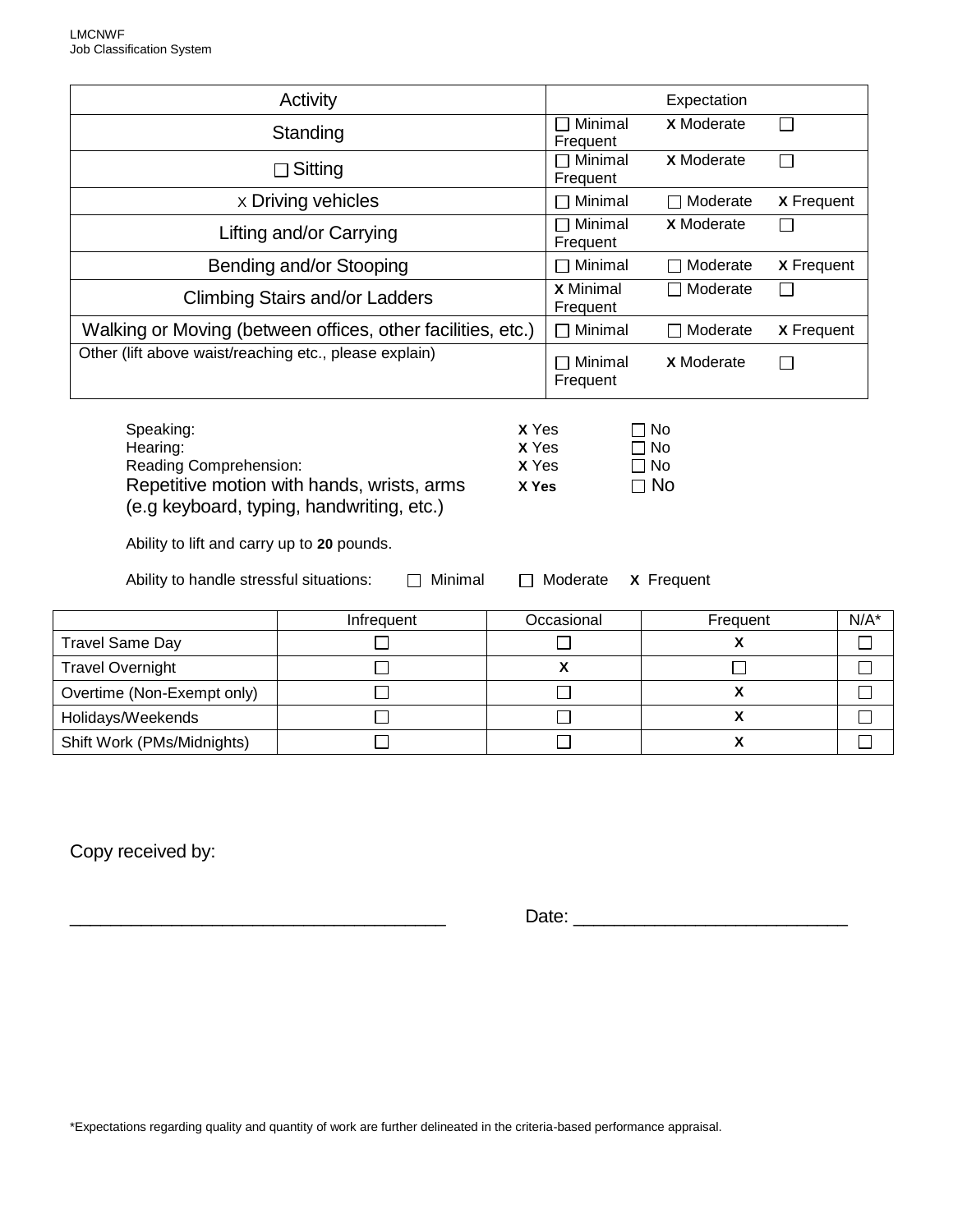| Activity | Expectation | | |
|---|---|---|---|
| Standing | ☐ Minimal | X Moderate | ☐ Frequent |
| ☐ Sitting | ☐ Minimal | X Moderate | ☐ Frequent |
| X Driving vehicles | ☐ Minimal | ☐ Moderate | X Frequent |
| Lifting and/or Carrying | ☐ Minimal | X Moderate | ☐ Frequent |
| Bending and/or Stooping | ☐ Minimal | ☐ Moderate | X Frequent |
| Climbing Stairs and/or Ladders | X Minimal | ☐ Moderate | ☐ Frequent |
| Walking or Moving (between offices, other facilities, etc.) | ☐ Minimal | ☐ Moderate | X Frequent |
| Other (lift above waist/reaching etc., please explain) | ☐ Minimal | X Moderate | ☐ Frequent |

| | | |
|---|---|---|
| Speaking: | X Yes | ☐ No |
| Hearing: | X Yes | ☐ No |
| Reading Comprehension: | X Yes | ☐ No |
| Repetitive motion with hands, wrists, arms (e.g keyboard, typing, handwriting, etc.) | X Yes | ☐ No |

Ability to lift and carry up to **20** pounds.

Ability to handle stressful situations: ☐ Minimal ☐ Moderate X Frequent

| | Infrequent | Occasional | Frequent | N/A* |
|---|---|---|---|---|
| Travel Same Day | ☐ | ☐ | X | ☐ |
| Travel Overnight | ☐ | X | ☐ | ☐ |
| Overtime (Non-Exempt only) | ☐ | ☐ | X | ☐ |
| Holidays/Weekends | ☐ | ☐ | X | ☐ |
| Shift Work (PMs/Midnights) | ☐ | ☐ | X | ☐ |

Copy received by:

_____________________________________ Date: ___________________________

*Expectations regarding quality and quantity of work are further delineated in the criteria-based performance appraisal.